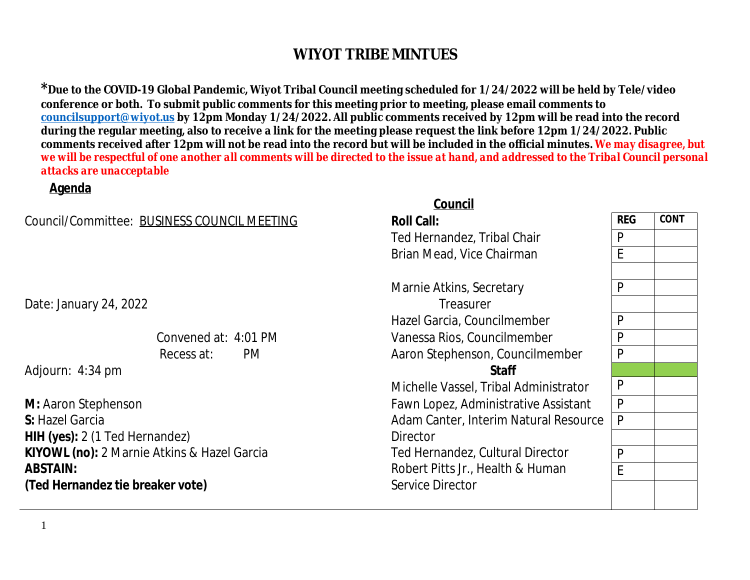# WIYOT TRIBE MINTUES

**\*Due to the COVID-19 Global Pandemic, Wiyot Tribal Council meeting scheduled for 1/24/2022 will be held by Tele/video conference or both. To submit public comments for this meeting prior to meeting, please email comments to [councilsupport@wiyot.us](mailto:councilsupport@wiyot.us) by 12pm Monday 1/24/2022. All public comments received by 12pm will be read into the record during the regular meeting, also to receive a link for the meeting please request the link before 12pm 1/24/2022. Public comments received after 12pm will not be read into the record but will be included in the official minutes.** ***We may disagree, but we will be respectful of one another all comments will be directed to the issue at hand, and addressed to the Tribal Council personal attacks are unacceptable***

**Agenda**

Council/Committee: BUSINESS COUNCIL MEETING

Date: January 24, 2022

Convened at: 4:01 PM
Recess at: PM
Adjourn: 4:34 pm

**M:** Aaron Stephenson
**S:** Hazel Garcia
**HIH (yes):** 2 (1 Ted Hernandez)
**KIYOWL (no):** 2 Marnie Atkins & Hazel Garcia
**ABSTAIN:**
**(Ted Hernandez tie breaker vote)**

**Council**

| **Roll Call:** | **REG** | **CONT** |
|---|---|---|
| Ted Hernandez, Tribal Chair | P | |
| Brian Mead, Vice Chairman | E | |
| | | |
| Marnie Atkins, Secretary | P | |
| Treasurer | | |
| Hazel Garcia, Councilmember | P | |
| Vanessa Rios, Councilmember | P | |
| Aaron Stephenson, Councilmember | P | |
| **Staff** | | |
| Michelle Vassel, Tribal Administrator | P | |
| Fawn Lopez, Administrative Assistant | P | |
| Adam Canter, Interim Natural Resource Director | P | |
| Ted Hernandez, Cultural Director | P | |
| Robert Pitts Jr., Health & Human Service Director | E | |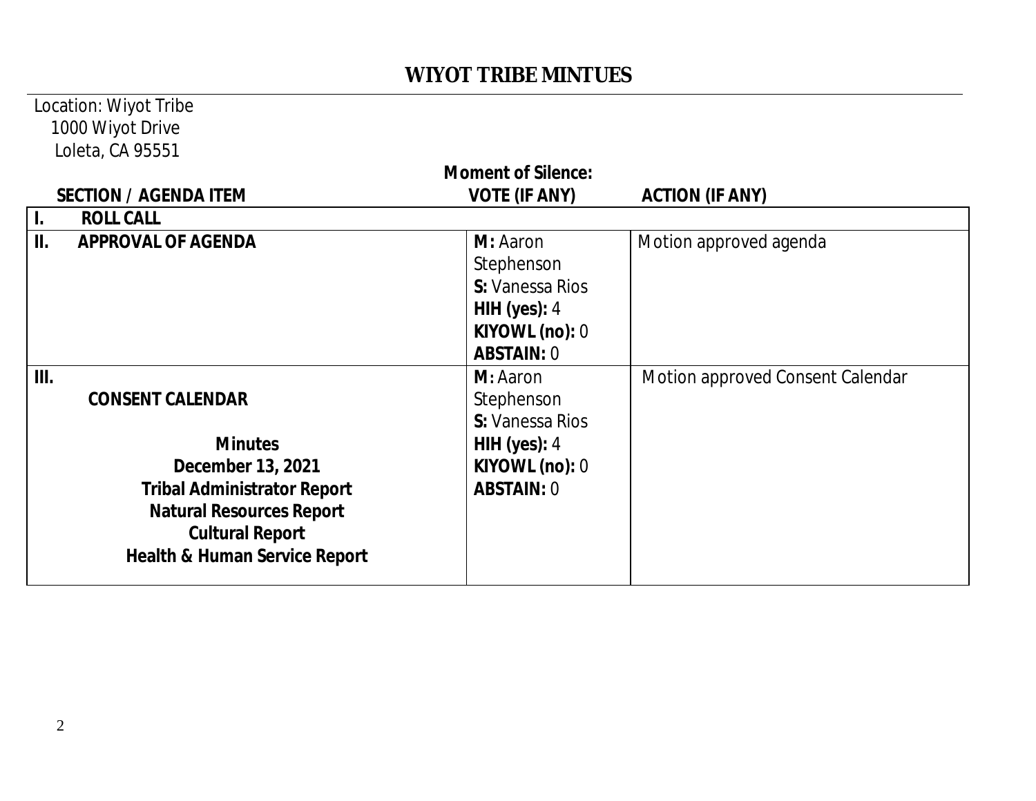# WIYOT TRIBE MINTUES

Location: Wiyot Tribe
1000 Wiyot Drive
Loleta, CA 95551

**Moment of Silence:**

| SECTION / AGENDA ITEM | VOTE (IF ANY) | ACTION (IF ANY) |
|---|---|---|
| **I. ROLL CALL** | | |
| **II. APPROVAL OF AGENDA** | **M:** Aaron Stephenson<br>**S:** Vanessa Rios<br>**HIH (yes):** 4<br>**KIYOWL (no):** 0<br>**ABSTAIN:** 0 | Motion approved agenda |
| **III. CONSENT CALENDAR**<br>**Minutes**<br>**December 13, 2021**<br>**Tribal Administrator Report**<br>**Natural Resources Report**<br>**Cultural Report**<br>**Health & Human Service Report** | **M:** Aaron Stephenson<br>**S:** Vanessa Rios<br>**HIH (yes):** 4<br>**KIYOWL (no):** 0<br>**ABSTAIN:** 0 | Motion approved Consent Calendar |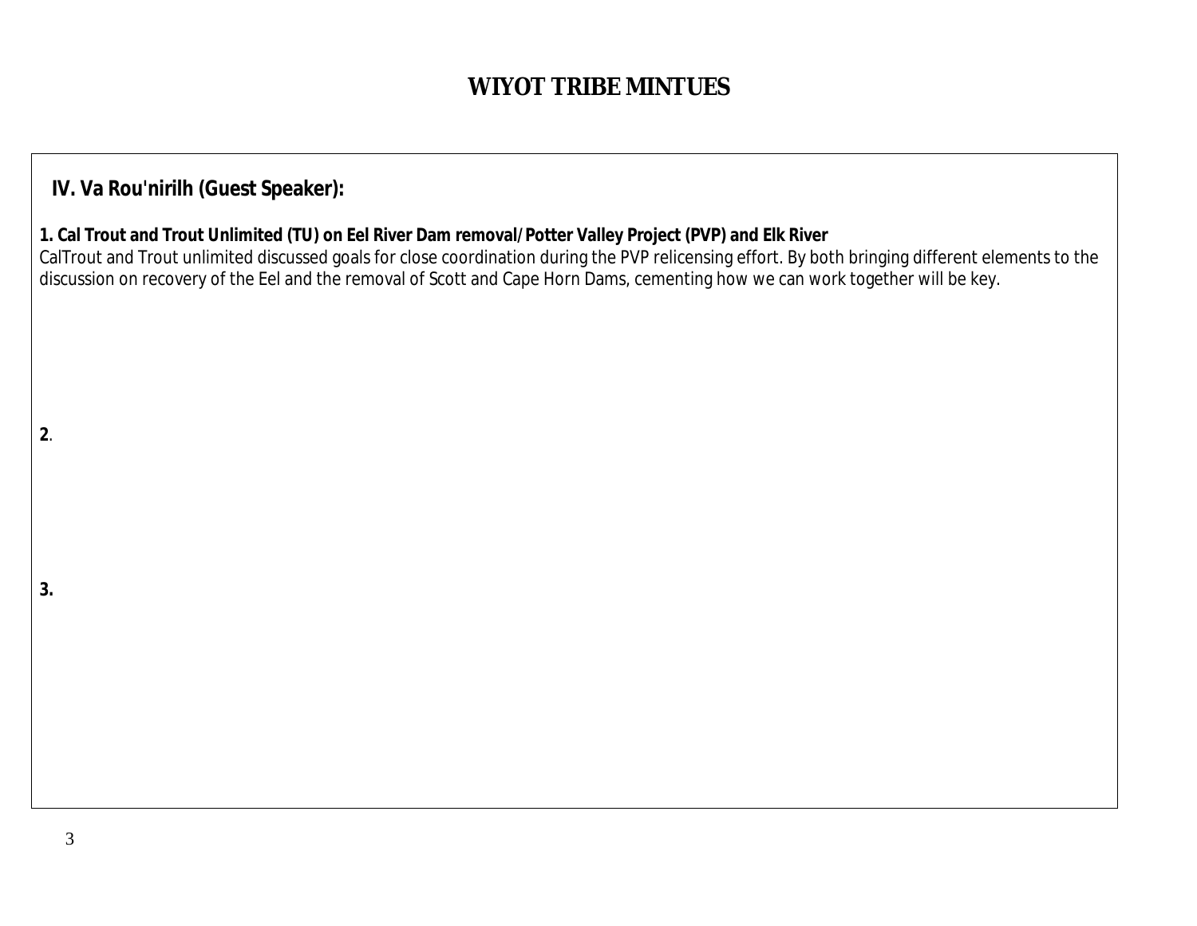# WIYOT TRIBE MINTUES

## IV. Va Rou'nirilh (Guest Speaker):

**1. Cal Trout and Trout Unlimited (TU) on Eel River Dam removal/Potter Valley Project (PVP) and Elk River**

CalTrout and Trout unlimited discussed goals for close coordination during the PVP relicensing effort. By both bringing different elements to the discussion on recovery of the Eel and the removal of Scott and Cape Horn Dams, cementing how we can work together will be key.

**2**.

**3.**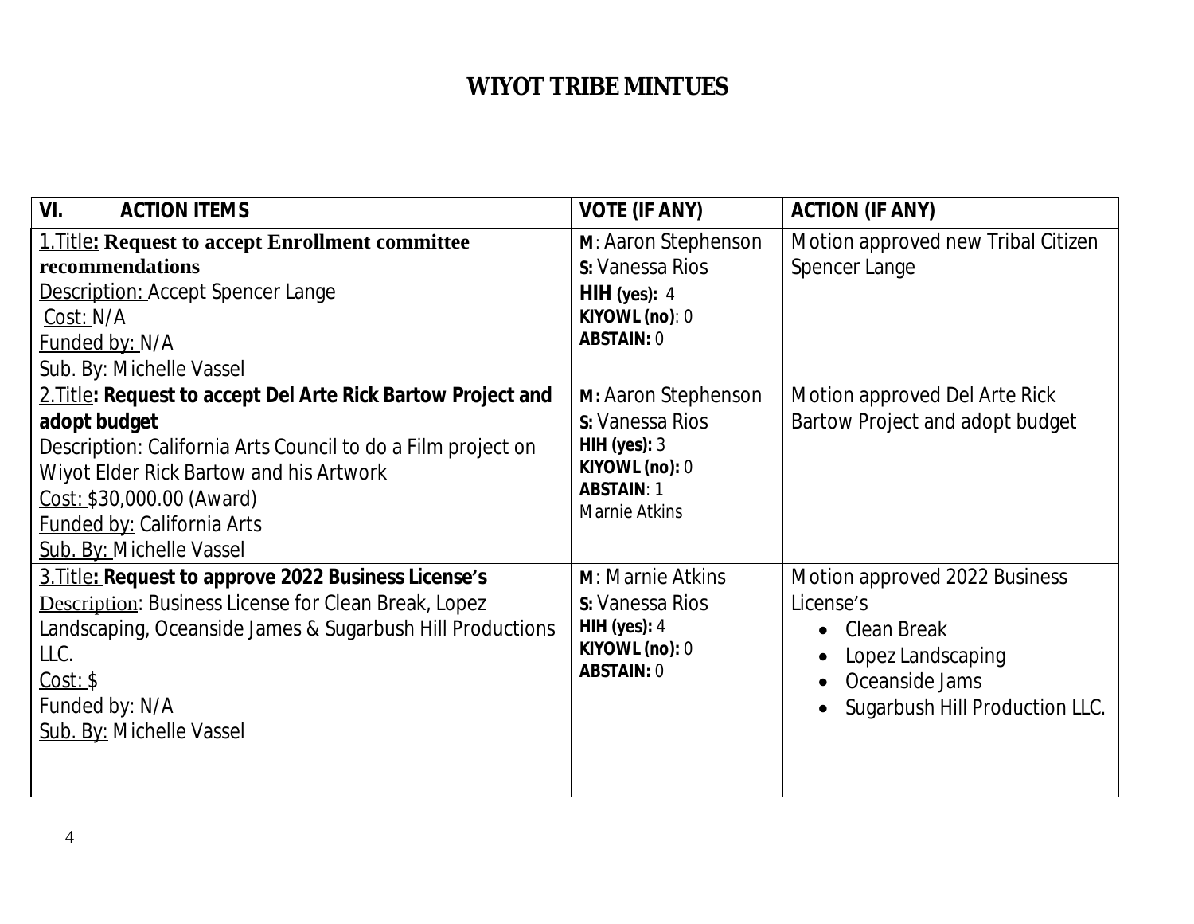# WIYOT TRIBE MINTUES

| VI. ACTION ITEMS | VOTE (IF ANY) | ACTION (IF ANY) |
|---|---|---|
| 1.Title: **Request to accept Enrollment committee recommendations**<br>Description: Accept Spencer Lange<br>Cost: N/A<br>Funded by: N/A<br>Sub. By: Michelle Vassel | **M**: Aaron Stephenson<br>**S:** Vanessa Rios<br>**HIH (yes):** 4<br>**KIYOWL (no)**: 0<br>**ABSTAIN:** 0 | Motion approved new Tribal Citizen Spencer Lange |
| 2.Title**: Request to accept Del Arte Rick Bartow Project and adopt budget**<br>Description: California Arts Council to do a Film project on Wiyot Elder Rick Bartow and his Artwork<br>Cost: $30,000.00 (Award)<br>Funded by: California Arts<br>Sub. By: Michelle Vassel | **M:** Aaron Stephenson<br>**S:** Vanessa Rios<br>**HIH (yes):** 3<br>**KIYOWL (no):** 0<br>**ABSTAIN**: 1<br>Marnie Atkins | Motion approved Del Arte Rick Bartow Project and adopt budget |
| 3.Title**: Request to approve 2022 Business License's**<br>Description: Business License for Clean Break, Lopez Landscaping, Oceanside James & Sugarbush Hill Productions LLC.<br>Cost: $<br>Funded by: N/A<br>Sub. By: Michelle Vassel | **M**: Marnie Atkins<br>**S:** Vanessa Rios<br>**HIH (yes):** 4<br>**KIYOWL (no):** 0<br>**ABSTAIN:** 0 | Motion approved 2022 Business License's<br>• Clean Break<br>• Lopez Landscaping<br>• Oceanside Jams<br>• Sugarbush Hill Production LLC. |